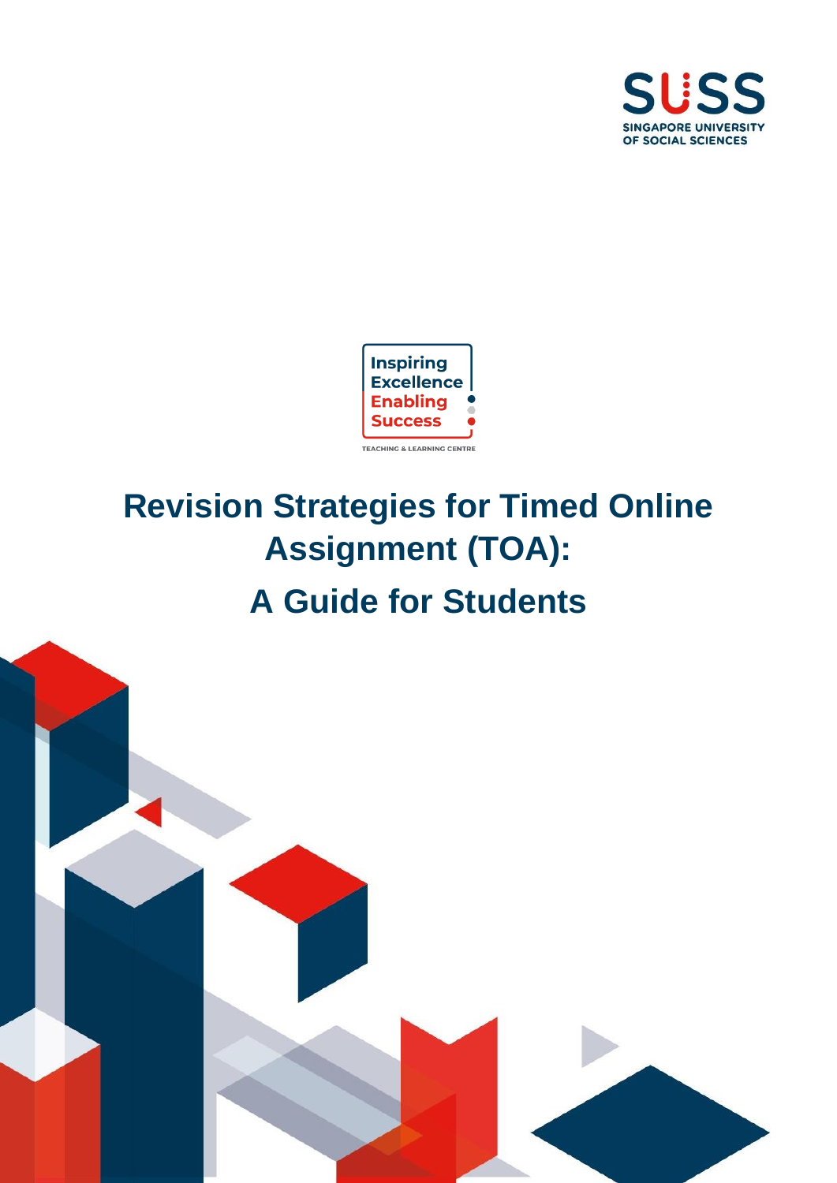SUSS

SINGAPORE UNIVERSITY OF SOCIAL SCIENCES

Inspiring Excellence Enabling Success

TEACHING & LEARNING CENTRE

# Revision Strategies for Timed Online Assignment (TOA):

# A Guide for Students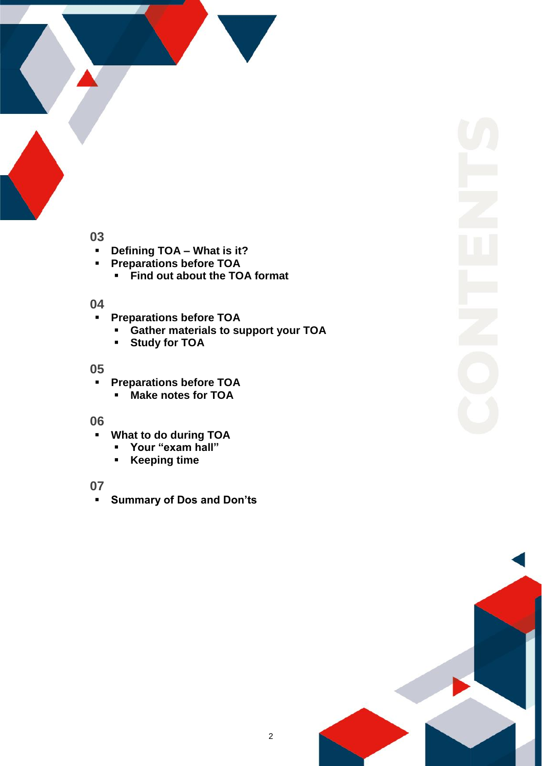# CONTENTS

**03**

- **Defining TOA – What is it?**
- **Preparations before TOA**
  - **Find out about the TOA format**

**04**

- **Preparations before TOA**
  - **Gather materials to support your TOA**
  - **Study for TOA**

**05**

- **Preparations before TOA**
  - **Make notes for TOA**

**06**

- **What to do during TOA**
  - **Your "exam hall"**
  - **Keeping time**

**07**

- **Summary of Dos and Don'ts**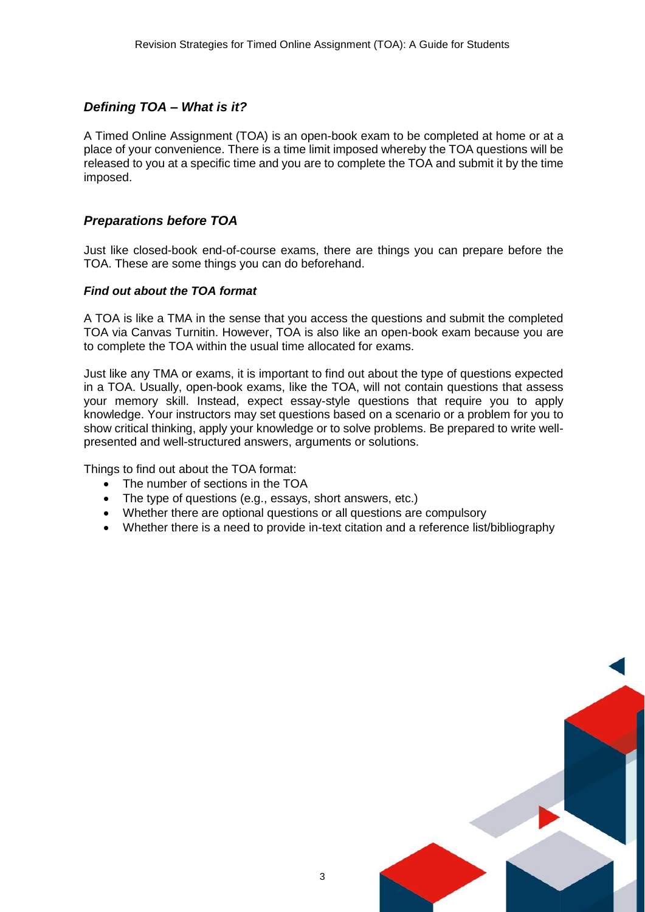## *Defining TOA – What is it?*

A Timed Online Assignment (TOA) is an open-book exam to be completed at home or at a place of your convenience. There is a time limit imposed whereby the TOA questions will be released to you at a specific time and you are to complete the TOA and submit it by the time imposed.

## *Preparations before TOA*

Just like closed-book end-of-course exams, there are things you can prepare before the TOA. These are some things you can do beforehand.

### *Find out about the TOA format*

A TOA is like a TMA in the sense that you access the questions and submit the completed TOA via Canvas Turnitin. However, TOA is also like an open-book exam because you are to complete the TOA within the usual time allocated for exams.

Just like any TMA or exams, it is important to find out about the type of questions expected in a TOA. Usually, open-book exams, like the TOA, will not contain questions that assess your memory skill. Instead, expect essay-style questions that require you to apply knowledge. Your instructors may set questions based on a scenario or a problem for you to show critical thinking, apply your knowledge or to solve problems. Be prepared to write well-presented and well-structured answers, arguments or solutions.

Things to find out about the TOA format:

- The number of sections in the TOA
- The type of questions (e.g., essays, short answers, etc.)
- Whether there are optional questions or all questions are compulsory
- Whether there is a need to provide in-text citation and a reference list/bibliography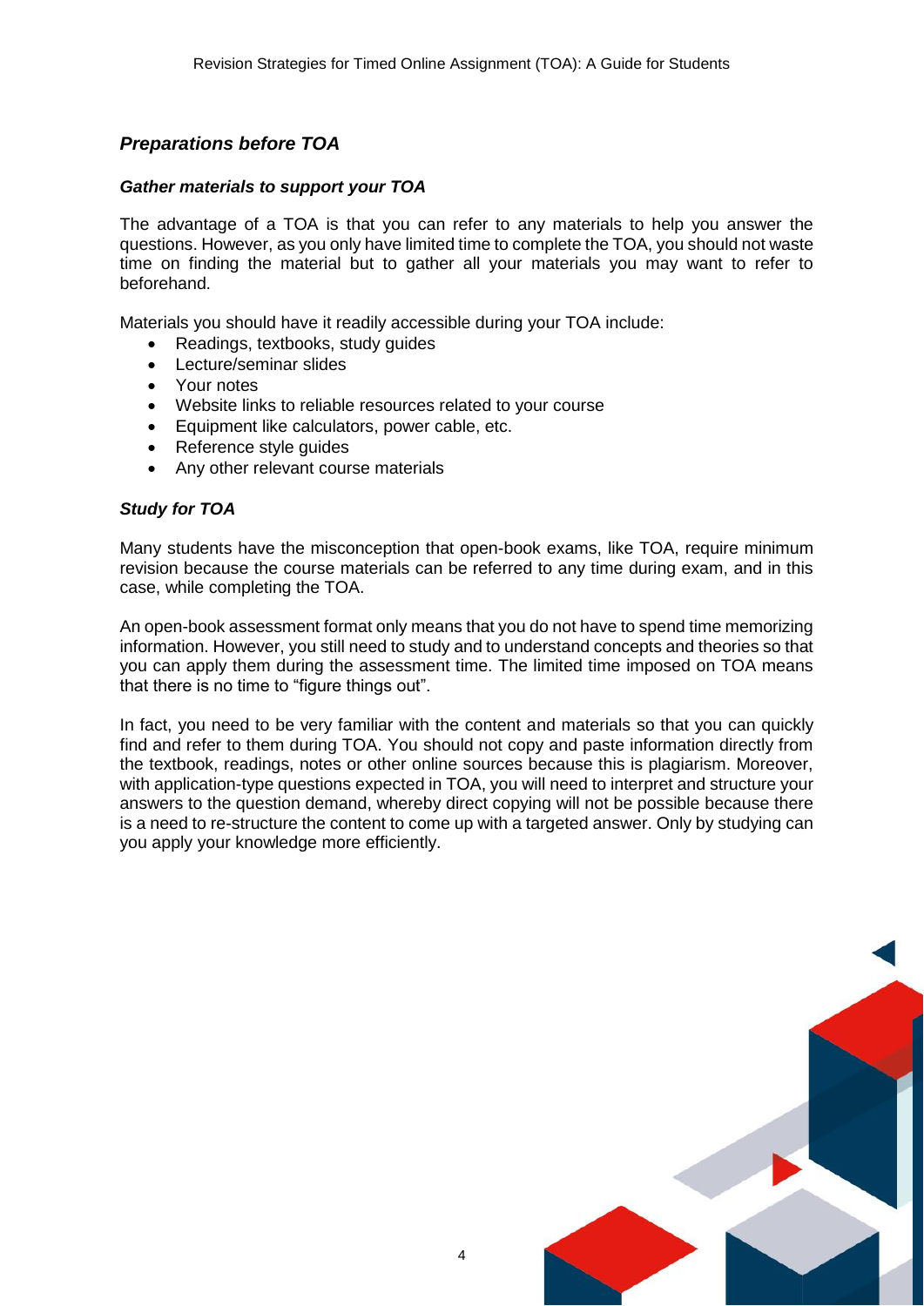## *Preparations before TOA*

### *Gather materials to support your TOA*

The advantage of a TOA is that you can refer to any materials to help you answer the questions. However, as you only have limited time to complete the TOA, you should not waste time on finding the material but to gather all your materials you may want to refer to beforehand.

Materials you should have it readily accessible during your TOA include:

- Readings, textbooks, study guides
- Lecture/seminar slides
- Your notes
- Website links to reliable resources related to your course
- Equipment like calculators, power cable, etc.
- Reference style guides
- Any other relevant course materials

### *Study for TOA*

Many students have the misconception that open-book exams, like TOA, require minimum revision because the course materials can be referred to any time during exam, and in this case, while completing the TOA.

An open-book assessment format only means that you do not have to spend time memorizing information. However, you still need to study and to understand concepts and theories so that you can apply them during the assessment time. The limited time imposed on TOA means that there is no time to "figure things out".

In fact, you need to be very familiar with the content and materials so that you can quickly find and refer to them during TOA. You should not copy and paste information directly from the textbook, readings, notes or other online sources because this is plagiarism. Moreover, with application-type questions expected in TOA, you will need to interpret and structure your answers to the question demand, whereby direct copying will not be possible because there is a need to re-structure the content to come up with a targeted answer. Only by studying can you apply your knowledge more efficiently.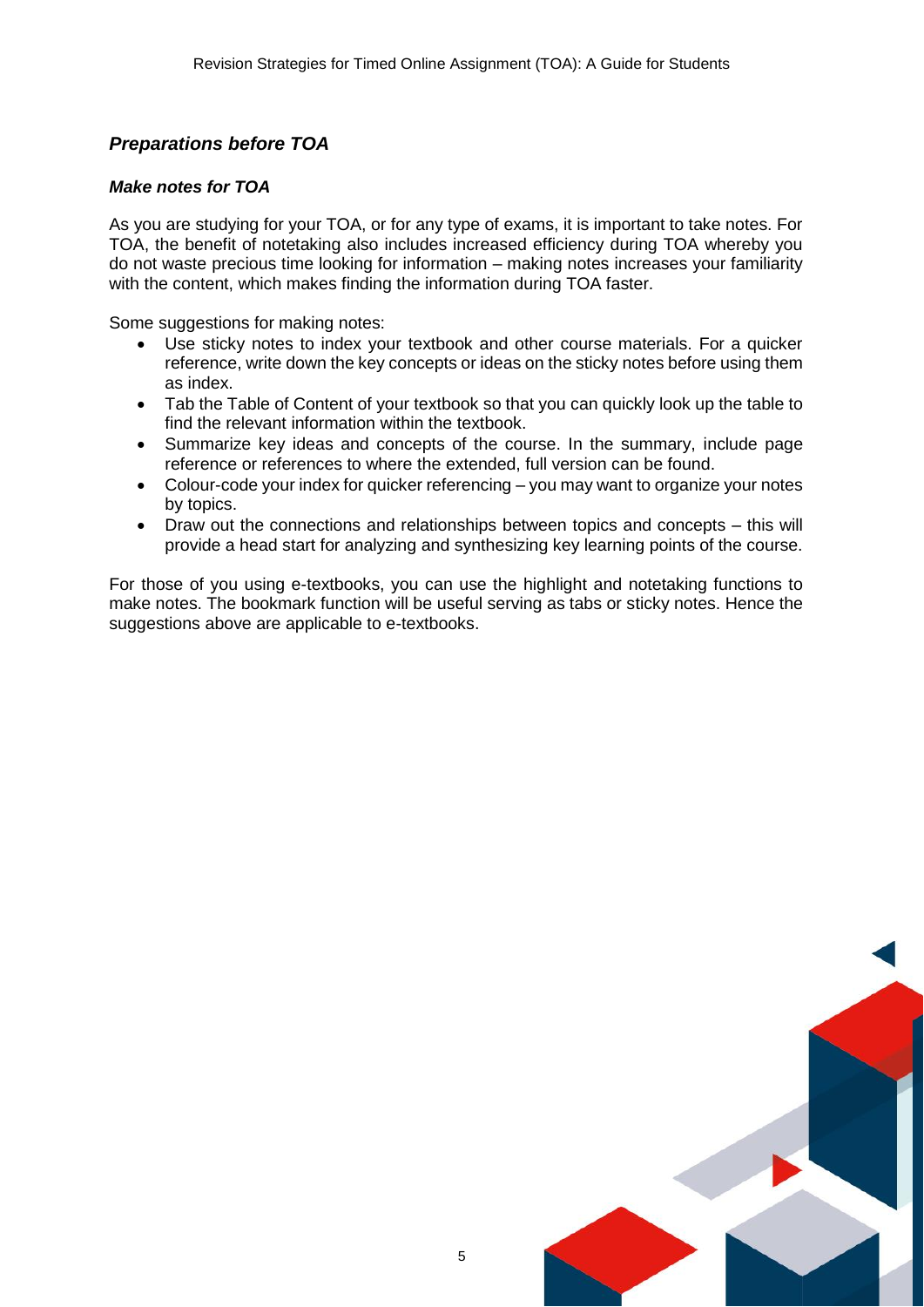## *Preparations before TOA*

### *Make notes for TOA*

As you are studying for your TOA, or for any type of exams, it is important to take notes. For TOA, the benefit of notetaking also includes increased efficiency during TOA whereby you do not waste precious time looking for information – making notes increases your familiarity with the content, which makes finding the information during TOA faster.

Some suggestions for making notes:

- Use sticky notes to index your textbook and other course materials. For a quicker reference, write down the key concepts or ideas on the sticky notes before using them as index.
- Tab the Table of Content of your textbook so that you can quickly look up the table to find the relevant information within the textbook.
- Summarize key ideas and concepts of the course. In the summary, include page reference or references to where the extended, full version can be found.
- Colour-code your index for quicker referencing – you may want to organize your notes by topics.
- Draw out the connections and relationships between topics and concepts – this will provide a head start for analyzing and synthesizing key learning points of the course.

For those of you using e-textbooks, you can use the highlight and notetaking functions to make notes. The bookmark function will be useful serving as tabs or sticky notes. Hence the suggestions above are applicable to e-textbooks.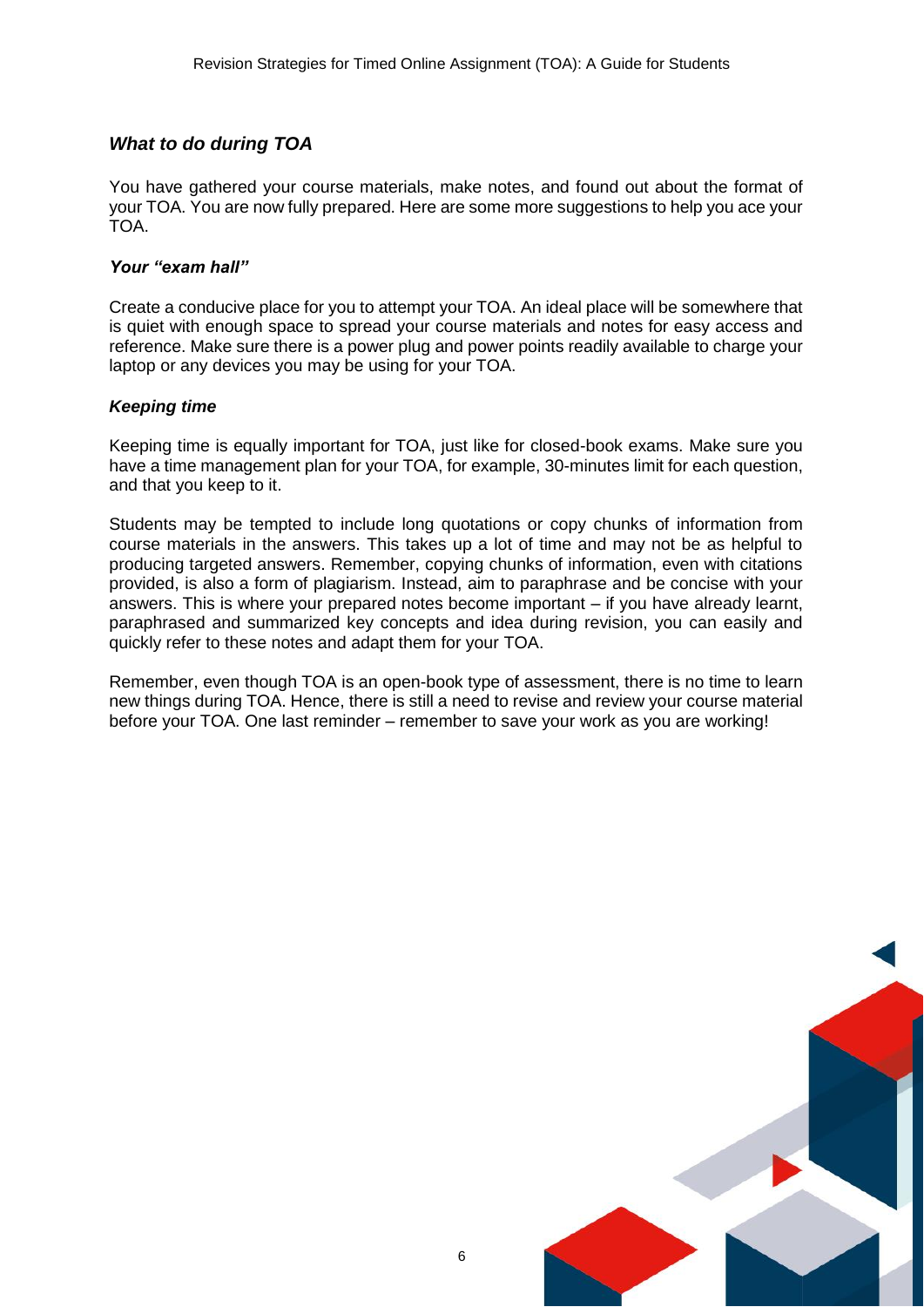## *What to do during TOA*

You have gathered your course materials, make notes, and found out about the format of your TOA. You are now fully prepared. Here are some more suggestions to help you ace your TOA.

### *Your "exam hall"*

Create a conducive place for you to attempt your TOA. An ideal place will be somewhere that is quiet with enough space to spread your course materials and notes for easy access and reference. Make sure there is a power plug and power points readily available to charge your laptop or any devices you may be using for your TOA.

### *Keeping time*

Keeping time is equally important for TOA, just like for closed-book exams. Make sure you have a time management plan for your TOA, for example, 30-minutes limit for each question, and that you keep to it.

Students may be tempted to include long quotations or copy chunks of information from course materials in the answers. This takes up a lot of time and may not be as helpful to producing targeted answers. Remember, copying chunks of information, even with citations provided, is also a form of plagiarism. Instead, aim to paraphrase and be concise with your answers. This is where your prepared notes become important – if you have already learnt, paraphrased and summarized key concepts and idea during revision, you can easily and quickly refer to these notes and adapt them for your TOA.

Remember, even though TOA is an open-book type of assessment, there is no time to learn new things during TOA. Hence, there is still a need to revise and review your course material before your TOA. One last reminder – remember to save your work as you are working!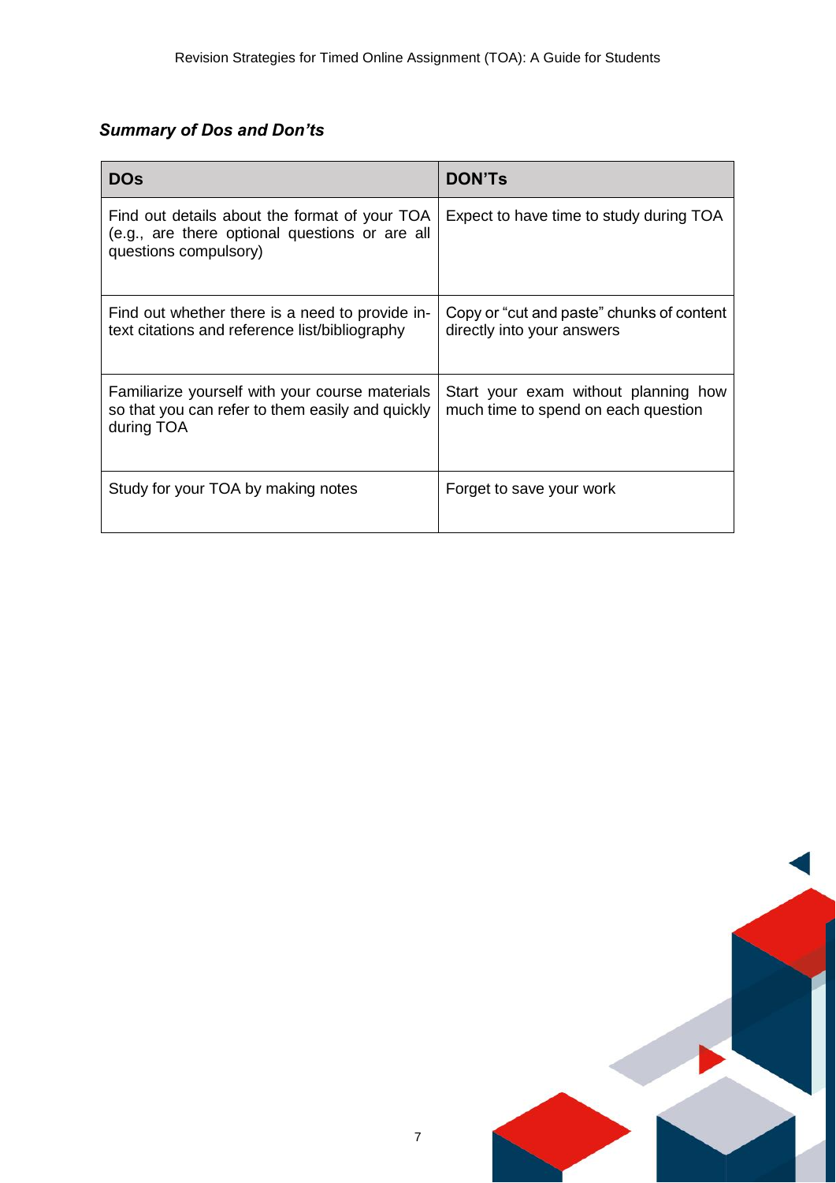### *Summary of Dos and Don'ts*

| DOs | DON'Ts |
|---|---|
| Find out details about the format of your TOA (e.g., are there optional questions or are all questions compulsory) | Expect to have time to study during TOA |
| Find out whether there is a need to provide in-text citations and reference list/bibliography | Copy or "cut and paste" chunks of content directly into your answers |
| Familiarize yourself with your course materials so that you can refer to them easily and quickly during TOA | Start your exam without planning how much time to spend on each question |
| Study for your TOA by making notes | Forget to save your work |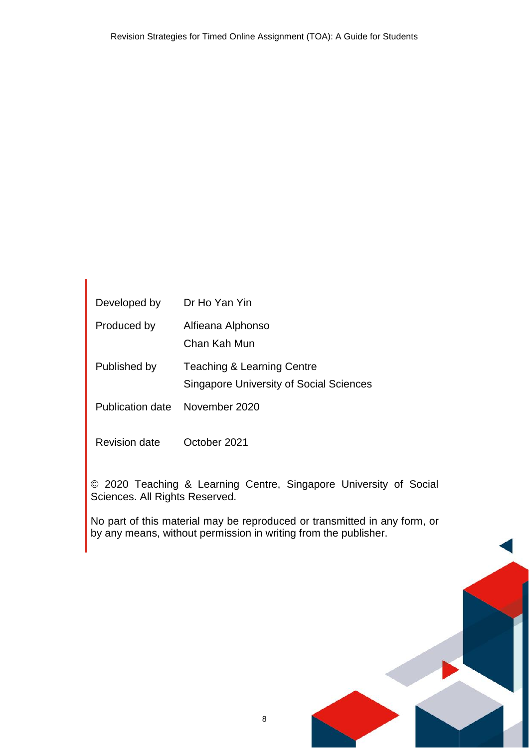| | |
|---|---|
| Developed by | Dr Ho Yan Yin |
| Produced by | Alfieana Alphonso<br>Chan Kah Mun |
| Published by | Teaching & Learning Centre<br>Singapore University of Social Sciences |
| Publication date | November 2020 |
| Revision date | October 2021 |

© 2020 Teaching & Learning Centre, Singapore University of Social Sciences. All Rights Reserved.

No part of this material may be reproduced or transmitted in any form, or by any means, without permission in writing from the publisher.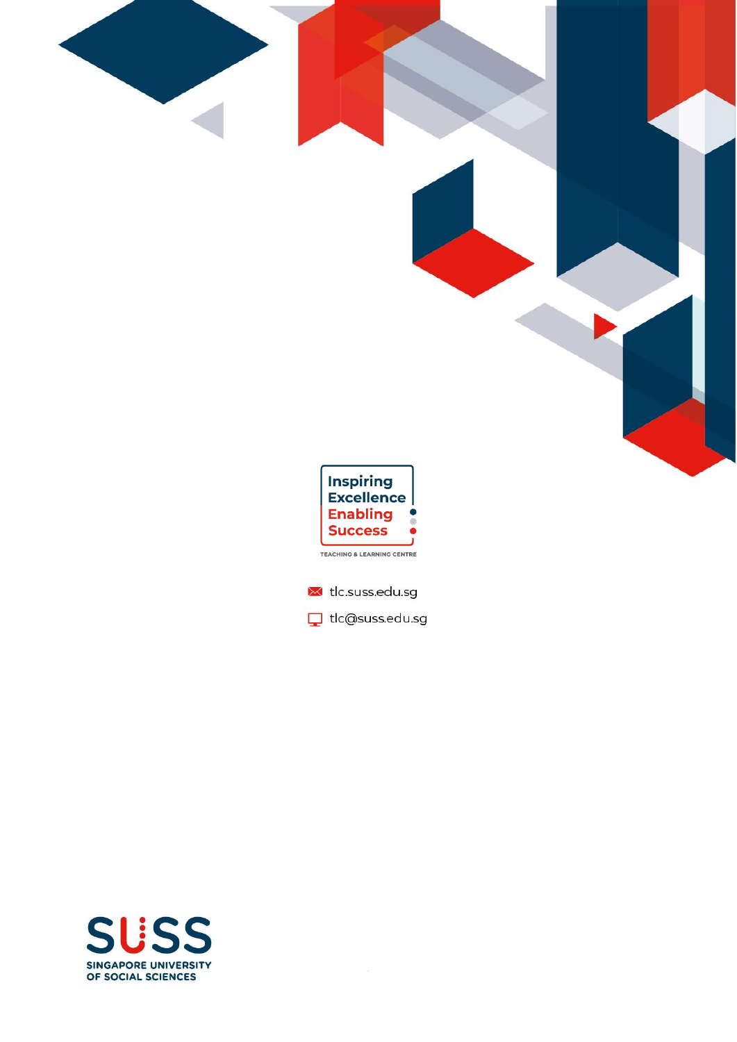Inspiring
Excellence
Enabling
Success

TEACHING & LEARNING CENTRE

tlc.suss.edu.sg

tlc@suss.edu.sg

SUSS

SINGAPORE UNIVERSITY
OF SOCIAL SCIENCES